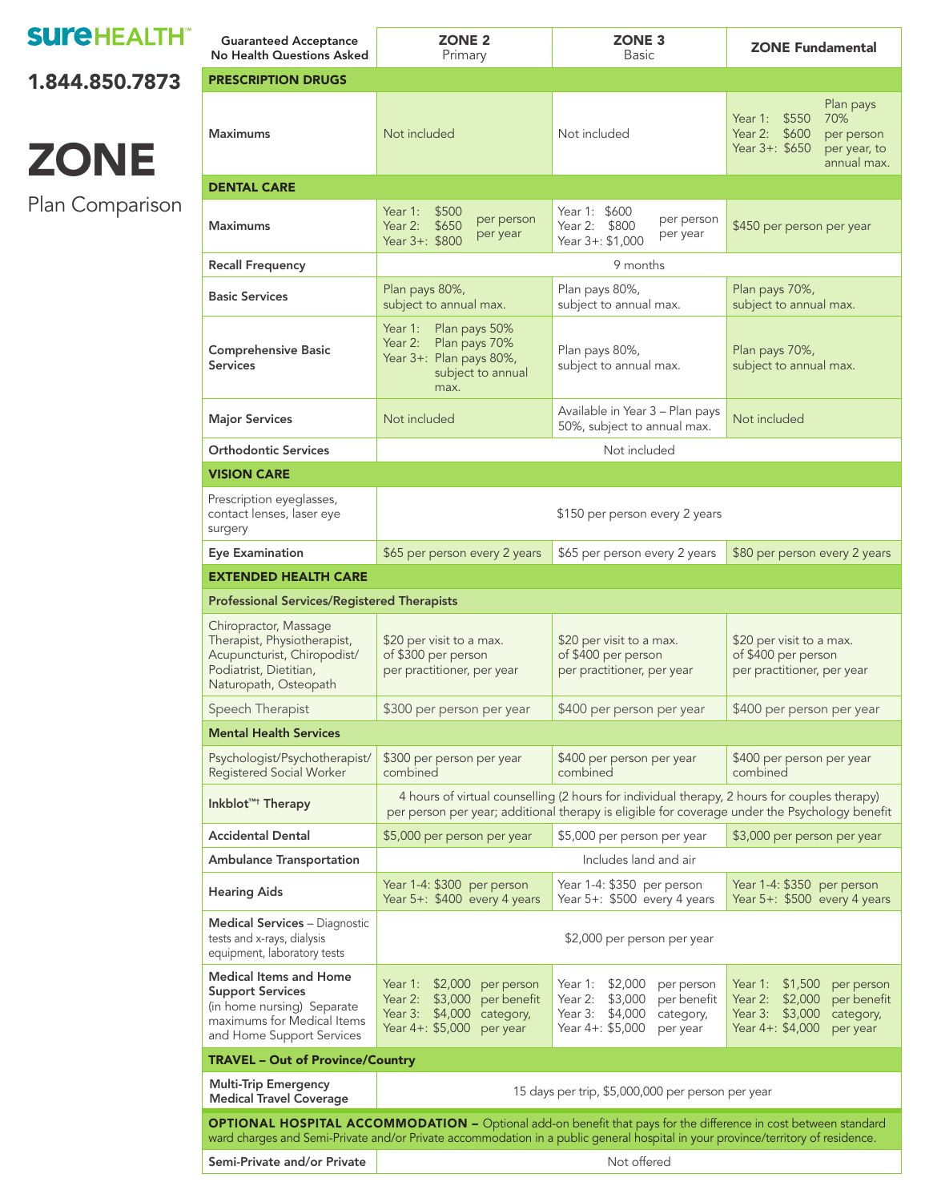**sureHEALTH™**

**1.844.850.7873**

# ZONE

Plan Comparison

| Guaranteed Acceptance No Health Questions Asked | ZONE 2 Primary | ZONE 3 Basic | ZONE Fundamental |
|---|---|---|---|
| **PRESCRIPTION DRUGS** | | | |
| **Maximums** | Not included | Not included | Year 1: $550 Year 2: $600 Year 3+: $650 Plan pays 70% per person per year, to annual max. |
| **DENTAL CARE** | | | |
| **Maximums** | Year 1: $500 Year 2: $650 Year 3+: $800 per person per year | Year 1: $600 Year 2: $800 Year 3+: $1,000 per person per year | $450 per person per year |
| **Recall Frequency** | 9 months | | |
| **Basic Services** | Plan pays 80%, subject to annual max. | Plan pays 80%, subject to annual max. | Plan pays 70%, subject to annual max. |
| **Comprehensive Basic Services** | Year 1: Plan pays 50% Year 2: Plan pays 70% Year 3+: Plan pays 80%, subject to annual max. | Plan pays 80%, subject to annual max. | Plan pays 70%, subject to annual max. |
| **Major Services** | Not included | Available in Year 3 – Plan pays 50%, subject to annual max. | Not included |
| **Orthodontic Services** | Not included | | |
| **VISION CARE** | | | |
| Prescription eyeglasses, contact lenses, laser eye surgery | $150 per person every 2 years | | |
| **Eye Examination** | $65 per person every 2 years | $65 per person every 2 years | $80 per person every 2 years |
| **EXTENDED HEALTH CARE** | | | |
| **Professional Services/Registered Therapists** | | | |
| Chiropractor, Massage Therapist, Physiotherapist, Acupuncturist, Chiropodist/ Podiatrist, Dietitian, Naturopath, Osteopath | $20 per visit to a max. of $300 per person per practitioner, per year | $20 per visit to a max. of $400 per person per practitioner, per year | $20 per visit to a max. of $400 per person per practitioner, per year |
| Speech Therapist | $300 per person per year | $400 per person per year | $400 per person per year |
| **Mental Health Services** | | | |
| Psychologist/Psychotherapist/ Registered Social Worker | $300 per person per year combined | $400 per person per year combined | $400 per person per year combined |
| **Inkblot™† Therapy** | 4 hours of virtual counselling (2 hours for individual therapy, 2 hours for couples therapy) per person per year; additional therapy is eligible for coverage under the Psychology benefit | | |
| **Accidental Dental** | $5,000 per person per year | $5,000 per person per year | $3,000 per person per year |
| **Ambulance Transportation** | Includes land and air | | |
| **Hearing Aids** | Year 1-4: $300 Year 5+: $400 per person every 4 years | Year 1-4: $350 Year 5+: $500 per person every 4 years | Year 1-4: $350 Year 5+: $500 per person every 4 years |
| **Medical Services** – Diagnostic tests and x-rays, dialysis equipment, laboratory tests | $2,000 per person per year | | |
| **Medical Items and Home Support Services** (in home nursing) Separate maximums for Medical Items and Home Support Services | Year 1: $2,000 Year 2: $3,000 Year 3: $4,000 Year 4+: $5,000 per person per benefit category, per year | Year 1: $2,000 Year 2: $3,000 Year 3: $4,000 Year 4+: $5,000 per person per benefit category, per year | Year 1: $1,500 Year 2: $2,000 Year 3: $3,000 Year 4+: $4,000 per person per benefit category, per year |
| **TRAVEL – Out of Province/Country** | | | |
| **Multi-Trip Emergency Medical Travel Coverage** | 15 days per trip, $5,000,000 per person per year | | |
| **OPTIONAL HOSPITAL ACCOMMODATION –** Optional add-on benefit that pays for the difference in cost between standard ward charges and Semi-Private and/or Private accommodation in a public general hospital in your province/territory of residence. | | | |
| **Semi-Private and/or Private** | Not offered | | |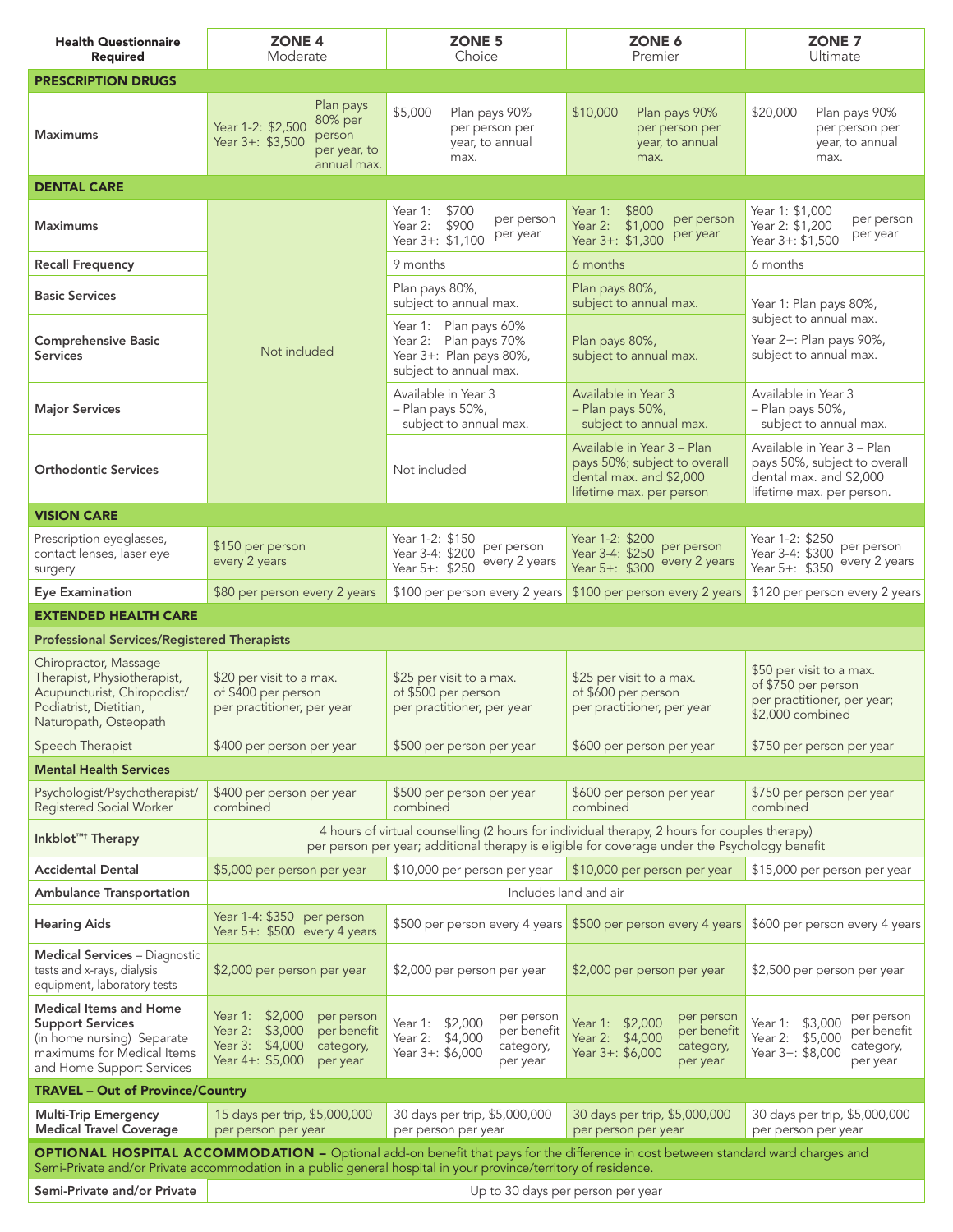| Health Questionnaire Required | ZONE 4 Moderate | ZONE 5 Choice | ZONE 6 Premier | ZONE 7 Ultimate |
|---|---|---|---|---|
| **PRESCRIPTION DRUGS** | | | | |
| **Maximums** | Year 1-2: $2,500 Year 3+: $3,500 Plan pays 80% per person per year, to annual max. | $5,000 Plan pays 90% per person per year, to annual max. | $10,000 Plan pays 90% per person per year, to annual max. | $20,000 Plan pays 90% per person per year, to annual max. |
| **DENTAL CARE** | | | | |
| **Maximums** | Not included | Year 1: $700 Year 2: $900 Year 3+: $1,100 per person per year | Year 1: $800 Year 2: $1,000 Year 3+: $1,300 per person per year | Year 1: $1,000 Year 2: $1,200 Year 3+: $1,500 per person per year |
| **Recall Frequency** | Not included | 9 months | 6 months | 6 months |
| **Basic Services** | Not included | Plan pays 80%, subject to annual max. | Plan pays 80%, subject to annual max. | Year 1: Plan pays 80%, subject to annual max. Year 2+: Plan pays 90%, subject to annual max. |
| **Comprehensive Basic Services** | Not included | Year 1: Plan pays 60% Year 2: Plan pays 70% Year 3+: Plan pays 80%, subject to annual max. | Plan pays 80%, subject to annual max. | Year 1: Plan pays 80%, subject to annual max. Year 2+: Plan pays 90%, subject to annual max. |
| **Major Services** | Not included | Available in Year 3 – Plan pays 50%, subject to annual max. | Available in Year 3 – Plan pays 50%, subject to annual max. | Available in Year 3 – Plan pays 50%, subject to annual max. |
| **Orthodontic Services** | Not included | Not included | Available in Year 3 – Plan pays 50%; subject to overall dental max. and $2,000 lifetime max. per person | Available in Year 3 – Plan pays 50%, subject to overall dental max. and $2,000 lifetime max. per person. |
| **VISION CARE** | | | | |
| Prescription eyeglasses, contact lenses, laser eye surgery | $150 per person every 2 years | Year 1-2: $150 Year 3-4: $200 Year 5+: $250 per person every 2 years | Year 1-2: $200 Year 3-4: $250 Year 5+: $300 per person every 2 years | Year 1-2: $250 Year 3-4: $300 Year 5+: $350 per person every 2 years |
| **Eye Examination** | $80 per person every 2 years | $100 per person every 2 years | $100 per person every 2 years | $120 per person every 2 years |
| **EXTENDED HEALTH CARE** | | | | |
| **Professional Services/Registered Therapists** | | | | |
| Chiropractor, Massage Therapist, Physiotherapist, Acupuncturist, Chiropodist/ Podiatrist, Dietitian, Naturopath, Osteopath | $20 per visit to a max. of $400 per person per practitioner, per year | $25 per visit to a max. of $500 per person per practitioner, per year | $25 per visit to a max. of $600 per person per practitioner, per year | $50 per visit to a max. of $750 per person per practitioner, per year; $2,000 combined |
| Speech Therapist | $400 per person per year | $500 per person per year | $600 per person per year | $750 per person per year |
| **Mental Health Services** | | | | |
| Psychologist/Psychotherapist/ Registered Social Worker | $400 per person per year combined | $500 per person per year combined | $600 per person per year combined | $750 per person per year combined |
| **Inkblot™† Therapy** | 4 hours of virtual counselling (2 hours for individual therapy, 2 hours for couples therapy) per person per year; additional therapy is eligible for coverage under the Psychology benefit | | | |
| **Accidental Dental** | $5,000 per person per year | $10,000 per person per year | $10,000 per person per year | $15,000 per person per year |
| **Ambulance Transportation** | Includes land and air | | | |
| **Hearing Aids** | Year 1-4: $350 Year 5+: $500 per person every 4 years | $500 per person every 4 years | $500 per person every 4 years | $600 per person every 4 years |
| **Medical Services** – Diagnostic tests and x-rays, dialysis equipment, laboratory tests | $2,000 per person per year | $2,000 per person per year | $2,000 per person per year | $2,500 per person per year |
| **Medical Items and Home Support Services** (in home nursing) Separate maximums for Medical Items and Home Support Services | Year 1: $2,000 Year 2: $3,000 Year 3: $4,000 Year 4+: $5,000 per person per benefit category, per year | Year 1: $2,000 Year 2: $4,000 Year 3+: $6,000 per person per benefit category, per year | Year 1: $2,000 Year 2: $4,000 Year 3+: $6,000 per person per benefit category, per year | Year 1: $3,000 Year 2: $5,000 Year 3+: $8,000 per person per benefit category, per year |
| **TRAVEL – Out of Province/Country** | | | | |
| **Multi-Trip Emergency Medical Travel Coverage** | 15 days per trip, $5,000,000 per person per year | 30 days per trip, $5,000,000 per person per year | 30 days per trip, $5,000,000 per person per year | 30 days per trip, $5,000,000 per person per year |
| **OPTIONAL HOSPITAL ACCOMMODATION –** Optional add-on benefit that pays for the difference in cost between standard ward charges and Semi-Private and/or Private accommodation in a public general hospital in your province/territory of residence. | | | | |
| **Semi-Private and/or Private** | Up to 30 days per person per year | | | |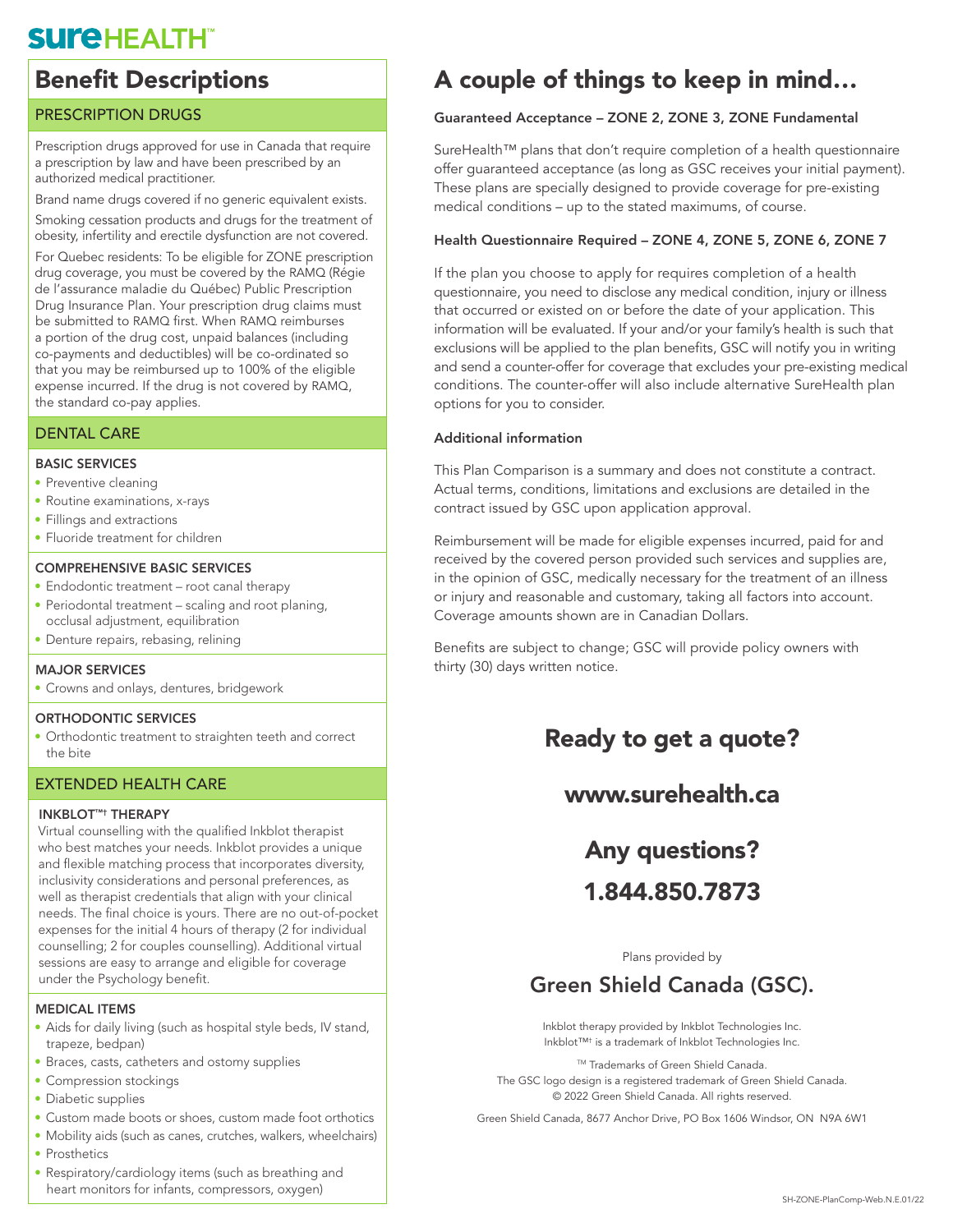# sureHEALTH™

## Benefit Descriptions

### PRESCRIPTION DRUGS

Prescription drugs approved for use in Canada that require a prescription by law and have been prescribed by an authorized medical practitioner.

Brand name drugs covered if no generic equivalent exists.

Smoking cessation products and drugs for the treatment of obesity, infertility and erectile dysfunction are not covered.

For Quebec residents: To be eligible for ZONE prescription drug coverage, you must be covered by the RAMQ (Régie de l'assurance maladie du Québec) Public Prescription Drug Insurance Plan. Your prescription drug claims must be submitted to RAMQ first. When RAMQ reimburses a portion of the drug cost, unpaid balances (including co-payments and deductibles) will be co-ordinated so that you may be reimbursed up to 100% of the eligible expense incurred. If the drug is not covered by RAMQ, the standard co-pay applies.

### DENTAL CARE

#### BASIC SERVICES

- Preventive cleaning
- Routine examinations, x-rays
- Fillings and extractions
- Fluoride treatment for children

#### COMPREHENSIVE BASIC SERVICES

- Endodontic treatment – root canal therapy
- Periodontal treatment – scaling and root planing, occlusal adjustment, equilibration
- Denture repairs, rebasing, relining

#### MAJOR SERVICES

- Crowns and onlays, dentures, bridgework

#### ORTHODONTIC SERVICES

- Orthodontic treatment to straighten teeth and correct the bite

### EXTENDED HEALTH CARE

#### INKBLOT™† THERAPY

Virtual counselling with the qualified Inkblot therapist who best matches your needs. Inkblot provides a unique and flexible matching process that incorporates diversity, inclusivity considerations and personal preferences, as well as therapist credentials that align with your clinical needs. The final choice is yours. There are no out-of-pocket expenses for the initial 4 hours of therapy (2 for individual counselling; 2 for couples counselling). Additional virtual sessions are easy to arrange and eligible for coverage under the Psychology benefit.

#### MEDICAL ITEMS

- Aids for daily living (such as hospital style beds, IV stand, trapeze, bedpan)
- Braces, casts, catheters and ostomy supplies
- Compression stockings
- Diabetic supplies
- Custom made boots or shoes, custom made foot orthotics
- Mobility aids (such as canes, crutches, walkers, wheelchairs)
- Prosthetics
- Respiratory/cardiology items (such as breathing and heart monitors for infants, compressors, oxygen)

## A couple of things to keep in mind…

**Guaranteed Acceptance – ZONE 2, ZONE 3, ZONE Fundamental**

SureHealth™ plans that don't require completion of a health questionnaire offer guaranteed acceptance (as long as GSC receives your initial payment). These plans are specially designed to provide coverage for pre-existing medical conditions – up to the stated maximums, of course.

**Health Questionnaire Required – ZONE 4, ZONE 5, ZONE 6, ZONE 7**

If the plan you choose to apply for requires completion of a health questionnaire, you need to disclose any medical condition, injury or illness that occurred or existed on or before the date of your application. This information will be evaluated. If your and/or your family's health is such that exclusions will be applied to the plan benefits, GSC will notify you in writing and send a counter-offer for coverage that excludes your pre-existing medical conditions. The counter-offer will also include alternative SureHealth plan options for you to consider.

**Additional information**

This Plan Comparison is a summary and does not constitute a contract. Actual terms, conditions, limitations and exclusions are detailed in the contract issued by GSC upon application approval.

Reimbursement will be made for eligible expenses incurred, paid for and received by the covered person provided such services and supplies are, in the opinion of GSC, medically necessary for the treatment of an illness or injury and reasonable and customary, taking all factors into account. Coverage amounts shown are in Canadian Dollars.

Benefits are subject to change; GSC will provide policy owners with thirty (30) days written notice.

## Ready to get a quote?

## www.surehealth.ca

## Any questions?

## 1.844.850.7873

Plans provided by

## Green Shield Canada (GSC).

Inkblot therapy provided by Inkblot Technologies Inc.
Inkblot™† is a trademark of Inkblot Technologies Inc.

™ Trademarks of Green Shield Canada.
The GSC logo design is a registered trademark of Green Shield Canada.
© 2022 Green Shield Canada. All rights reserved.

Green Shield Canada, 8677 Anchor Drive, PO Box 1606 Windsor, ON N9A 6W1

SH-ZONE-PlanComp-Web.N.E.01/22